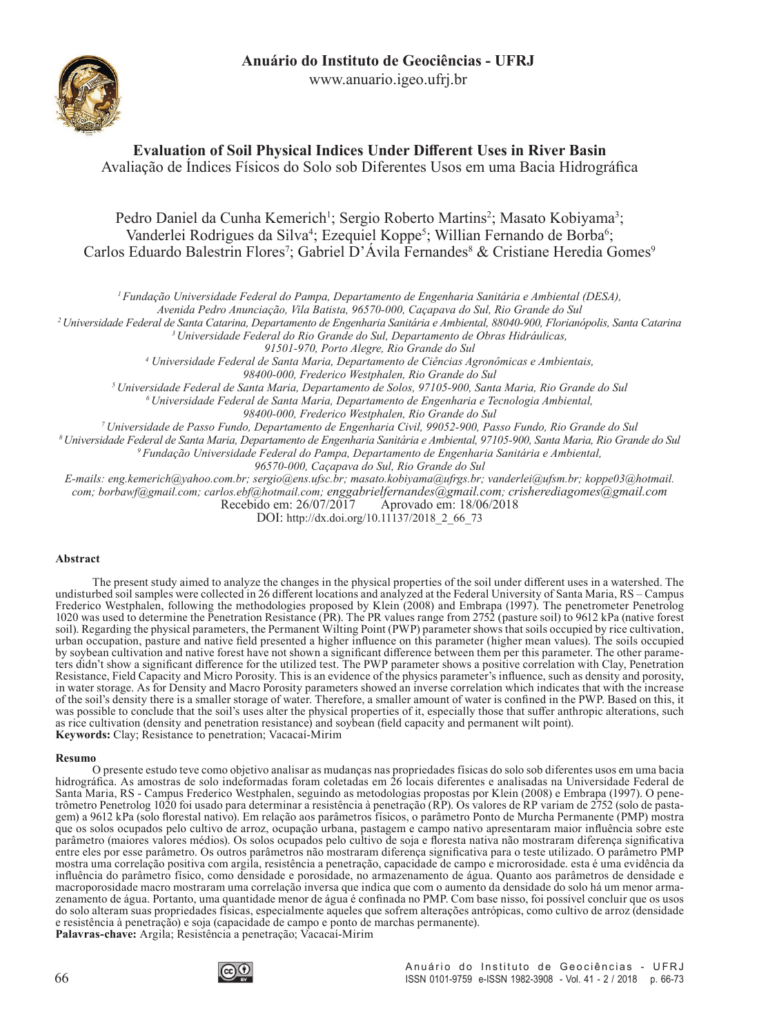# Evaluation of Soil Physical Indices Under Different Uses in River Basin

Avaliação de Índices Físicos do Solo sob Diferentes Usos em uma Bacia Hidrográfica

Pedro Daniel da Cunha Kemerich[1]; Sergio Roberto Martins[2]; Masato Kobiyama[3]; Vanderlei Rodrigues da Silva[4]; Ezequiel Koppe[5]; Willian Fernando de Borba[6]; Carlos Eduardo Balestrin Flores[7]; Gabriel D'Ávila Fernandes[8] & Cristiane Heredia Gomes[9]

*[1] Fundação Universidade Federal do Pampa, Departamento de Engenharia Sanitária e Ambiental (DESA), Avenida Pedro Anunciação, Vila Batista, 96570-000, Caçapava do Sul, Rio Grande do Sul*
*[2] Universidade Federal de Santa Catarina, Departamento de Engenharia Sanitária e Ambiental, 88040-900, Florianópolis, Santa Catarina*
*[3] Universidade Federal do Rio Grande do Sul, Departamento de Obras Hidráulicas, 91501-970, Porto Alegre, Rio Grande do Sul*
*[4] Universidade Federal de Santa Maria, Departamento de Ciências Agronômicas e Ambientais, 98400-000, Frederico Westphalen, Rio Grande do Sul*
*[5] Universidade Federal de Santa Maria, Departamento de Solos, 97105-900, Santa Maria, Rio Grande do Sul*
*[6] Universidade Federal de Santa Maria, Departamento de Engenharia e Tecnologia Ambiental, 98400-000, Frederico Westphalen, Rio Grande do Sul*
*[7] Universidade de Passo Fundo, Departamento de Engenharia Civil, 99052-900, Passo Fundo, Rio Grande do Sul*
*[8] Universidade Federal de Santa Maria, Departamento de Engenharia Sanitária e Ambiental, 97105-900, Santa Maria, Rio Grande do Sul*
*[9] Fundação Universidade Federal do Pampa, Departamento de Engenharia Sanitária e Ambiental, 96570-000, Caçapava do Sul, Rio Grande do Sul*

*E-mails: eng.kemerich@yahoo.com.br; sergio@ens.ufsc.br; masato.kobiyama@ufrgs.br; vanderlei@ufsm.br; koppe03@hotmail.com; borbawf@gmail.com; carlos.ebf@hotmail.com; enggabrielfernandes@gmail.com; crisherediagomes@gmail.com*

Recebido em: 26/07/2017 Aprovado em: 18/06/2018

DOI: http://dx.doi.org/10.11137/2018_2_66_73

#### Abstract

The present study aimed to analyze the changes in the physical properties of the soil under different uses in a watershed. The undisturbed soil samples were collected in 26 different locations and analyzed at the Federal University of Santa Maria, RS – Campus Frederico Westphalen, following the methodologies proposed by Klein (2008) and Embrapa (1997). The penetrometer Penetrolog 1020 was used to determine the Penetration Resistance (PR). The PR values range from 2752 (pasture soil) to 9612 kPa (native forest soil). Regarding the physical parameters, the Permanent Wilting Point (PWP) parameter shows that soils occupied by rice cultivation, urban occupation, pasture and native field presented a higher influence on this parameter (higher mean values). The soils occupied by soybean cultivation and native forest have not shown a significant difference between them per this parameter. The other parameters didn't show a significant difference for the utilized test. The PWP parameter shows a positive correlation with Clay, Penetration Resistance, Field Capacity and Micro Porosity. This is an evidence of the physics parameter's influence, such as density and porosity, in water storage. As for Density and Macro Porosity parameters showed an inverse correlation which indicates that with the increase of the soil's density there is a smaller storage of water. Therefore, a smaller amount of water is confined in the PWP. Based on this, it was possible to conclude that the soil's uses alter the physical properties of it, especially those that suffer anthropic alterations, such as rice cultivation (density and penetration resistance) and soybean (field capacity and permanent wilt point).

**Keywords:** Clay; Resistance to penetration; Vacacaí-Mirim

#### Resumo

O presente estudo teve como objetivo analisar as mudanças nas propriedades físicas do solo sob diferentes usos em uma bacia hidrográfica. As amostras de solo indeformadas foram coletadas em 26 locais diferentes e analisadas na Universidade Federal de Santa Maria, RS - Campus Frederico Westphalen, seguindo as metodologias propostas por Klein (2008) e Embrapa (1997). O penetrômetro Penetrolog 1020 foi usado para determinar a resistência à penetração (RP). Os valores de RP variam de 2752 (solo de pastagem) a 9612 kPa (solo florestal nativo). Em relação aos parâmetros físicos, o parâmetro Ponto de Murcha Permanente (PMP) mostra que os solos ocupados pelo cultivo de arroz, ocupação urbana, pastagem e campo nativo apresentaram maior influência sobre este parâmetro (maiores valores médios). Os solos ocupados pelo cultivo de soja e floresta nativa não mostraram diferença significativa entre eles por esse parâmetro. Os outros parâmetros não mostraram diferença significativa para o teste utilizado. O parâmetro PMP mostra uma correlação positiva com argila, resistência a penetração, capacidade de campo e microrosidade. esta é uma evidência da influência do parâmetro físico, como densidade e porosidade, no armazenamento de água. Quanto aos parâmetros de densidade e macroporosidade macro mostraram uma correlação inversa que indica que com o aumento da densidade do solo há um menor armazenamento de água. Portanto, uma quantidade menor de água é confinada no PMP. Com base nisso, foi possível concluir que os usos do solo alteram suas propriedades físicas, especialmente aqueles que sofrem alterações antrópicas, como cultivo de arroz (densidade e resistência à penetração) e soja (capacidade de campo e ponto de marchas permanente).

**Palavras-chave:** Argila; Resistência a penetração; Vacacaí-Mirim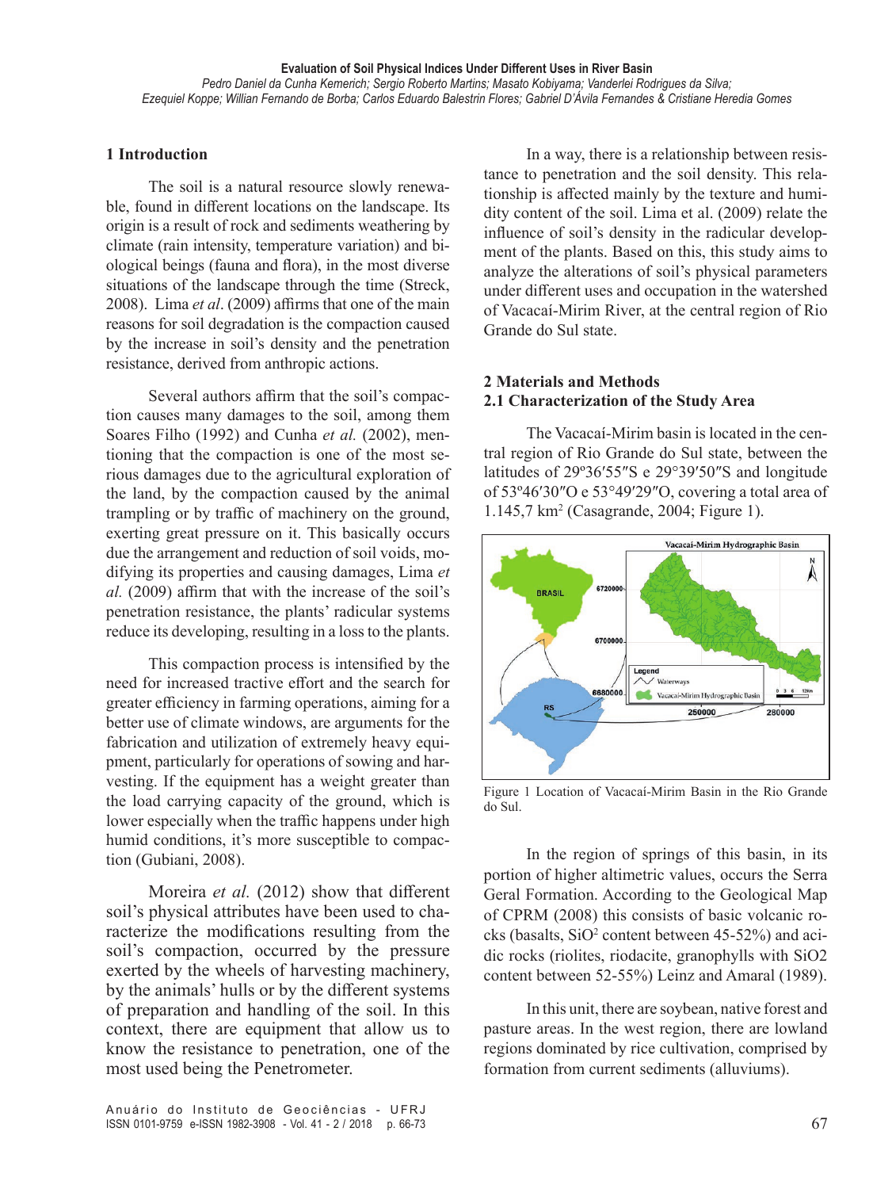## 1 Introduction

The soil is a natural resource slowly renewable, found in different locations on the landscape. Its origin is a result of rock and sediments weathering by climate (rain intensity, temperature variation) and biological beings (fauna and flora), in the most diverse situations of the landscape through the time (Streck, 2008). Lima *et al*. (2009) affirms that one of the main reasons for soil degradation is the compaction caused by the increase in soil's density and the penetration resistance, derived from anthropic actions.

Several authors affirm that the soil's compaction causes many damages to the soil, among them Soares Filho (1992) and Cunha *et al.* (2002), mentioning that the compaction is one of the most serious damages due to the agricultural exploration of the land, by the compaction caused by the animal trampling or by traffic of machinery on the ground, exerting great pressure on it. This basically occurs due the arrangement and reduction of soil voids, modifying its properties and causing damages, Lima *et al.* (2009) affirm that with the increase of the soil's penetration resistance, the plants' radicular systems reduce its developing, resulting in a loss to the plants.

This compaction process is intensified by the need for increased tractive effort and the search for greater efficiency in farming operations, aiming for a better use of climate windows, are arguments for the fabrication and utilization of extremely heavy equipment, particularly for operations of sowing and harvesting. If the equipment has a weight greater than the load carrying capacity of the ground, which is lower especially when the traffic happens under high humid conditions, it's more susceptible to compaction (Gubiani, 2008).

Moreira *et al.* (2012) show that different soil's physical attributes have been used to characterize the modifications resulting from the soil's compaction, occurred by the pressure exerted by the wheels of harvesting machinery, by the animals' hulls or by the different systems of preparation and handling of the soil. In this context, there are equipment that allow us to know the resistance to penetration, one of the most used being the Penetrometer.

In a way, there is a relationship between resistance to penetration and the soil density. This relationship is affected mainly by the texture and humidity content of the soil. Lima et al. (2009) relate the influence of soil's density in the radicular development of the plants. Based on this, this study aims to analyze the alterations of soil's physical parameters under different uses and occupation in the watershed of Vacacaí-Mirim River, at the central region of Rio Grande do Sul state.

## 2 Materials and Methods

### 2.1 Characterization of the Study Area

The Vacacaí-Mirim basin is located in the central region of Rio Grande do Sul state, between the latitudes of 29º36′55″S e 29°39′50″S and longitude of 53º46′30″O e 53°49′29″O, covering a total area of 1.145,7 km$^2$ (Casagrande, 2004; Figure 1).

Figure 1 Location of Vacacaí-Mirim Basin in the Rio Grande do Sul.

In the region of springs of this basin, in its portion of higher altimetric values, occurs the Serra Geral Formation. According to the Geological Map of CPRM (2008) this consists of basic volcanic rocks (basalts, $SiO^2$ content between 45-52%) and acidic rocks (riolites, riodacite, granophylls with $SiO2$ content between 52-55%) Leinz and Amaral (1989).

In this unit, there are soybean, native forest and pasture areas. In the west region, there are lowland regions dominated by rice cultivation, comprised by formation from current sediments (alluviums).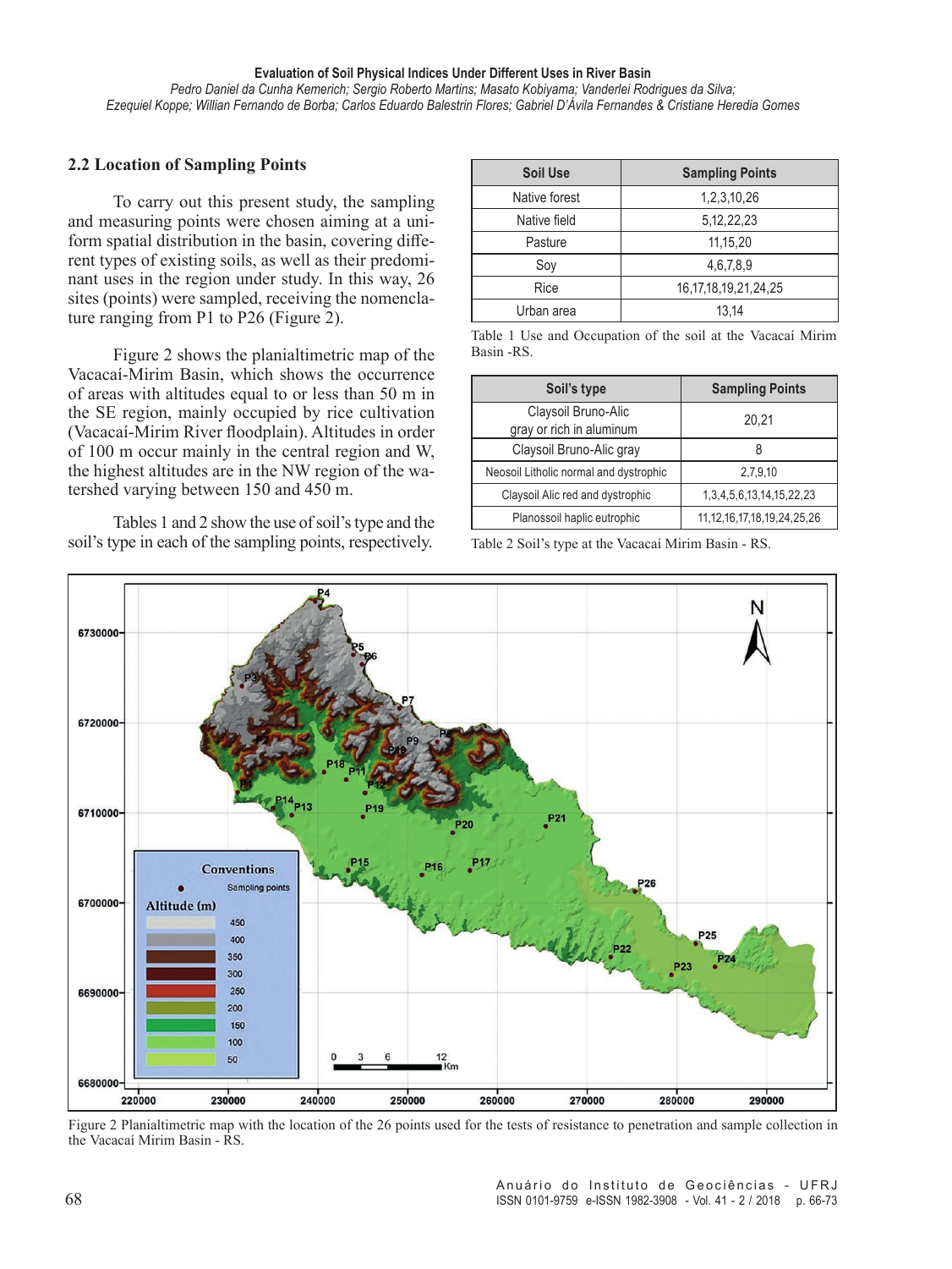## 2.2 Location of Sampling Points

To carry out this present study, the sampling and measuring points were chosen aiming at a uniform spatial distribution in the basin, covering different types of existing soils, as well as their predominant uses in the region under study. In this way, 26 sites (points) were sampled, receiving the nomenclature ranging from P1 to P26 (Figure 2).

Figure 2 shows the planialtimetric map of the Vacacaí-Mirim Basin, which shows the occurrence of areas with altitudes equal to or less than 50 m in the SE region, mainly occupied by rice cultivation (Vacacaí-Mirim River floodplain). Altitudes in order of 100 m occur mainly in the central region and W, the highest altitudes are in the NW region of the watershed varying between 150 and 450 m.

Tables 1 and 2 show the use of soil's type and the soil's type in each of the sampling points, respectively.

| Soil Use | Sampling Points |
|---|---|
| Native forest | 1,2,3,10,26 |
| Native field | 5,12,22,23 |
| Pasture | 11,15,20 |
| Soy | 4,6,7,8,9 |
| Rice | 16,17,18,19,21,24,25 |
| Urban area | 13,14 |

Table 1 Use and Occupation of the soil at the Vacacaí Mirim Basin -RS.

| Soil's type | Sampling Points |
|---|---|
| Claysoil Bruno-Alic gray or rich in aluminum | 20,21 |
| Claysoil Bruno-Alic gray | 8 |
| Neosoil Litholic normal and dystrophic | 2,7,9,10 |
| Claysoil Alic red and dystrophic | 1,3,4,5,6,13,14,15,22,23 |
| Planossoil haplic eutrophic | 11,12,16,17,18,19,24,25,26 |

Table 2 Soil's type at the Vacacaí Mirim Basin - RS.

Figure 2 Planialtimetric map with the location of the 26 points used for the tests of resistance to penetration and sample collection in the Vacacaí Mirim Basin - RS.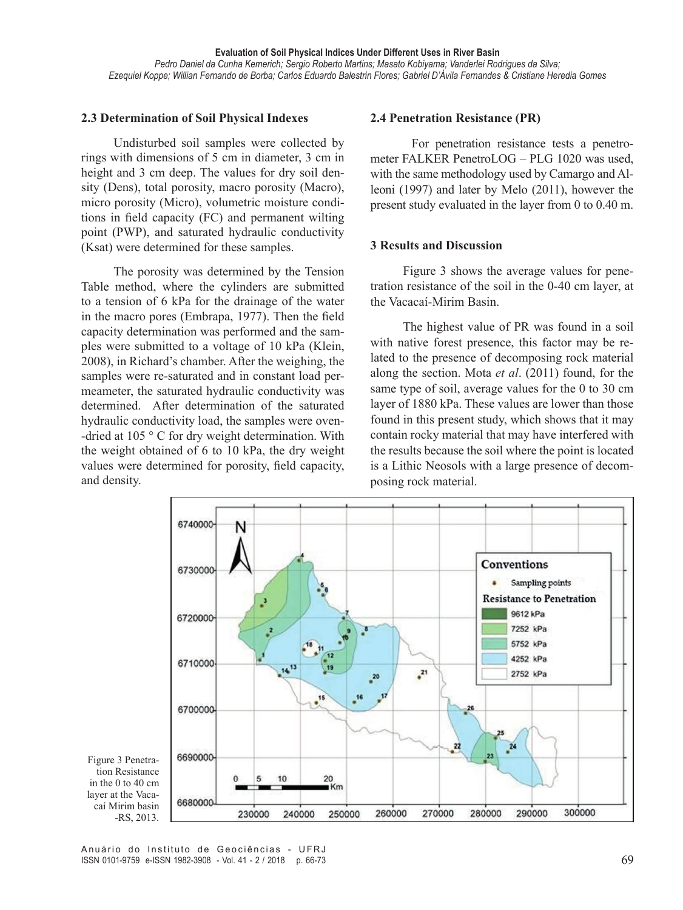### 2.3 Determination of Soil Physical Indexes

Undisturbed soil samples were collected by rings with dimensions of 5 cm in diameter, 3 cm in height and 3 cm deep. The values for dry soil density (Dens), total porosity, macro porosity (Macro), micro porosity (Micro), volumetric moisture conditions in field capacity (FC) and permanent wilting point (PWP), and saturated hydraulic conductivity (Ksat) were determined for these samples.

The porosity was determined by the Tension Table method, where the cylinders are submitted to a tension of 6 kPa for the drainage of the water in the macro pores (Embrapa, 1977). Then the field capacity determination was performed and the samples were submitted to a voltage of 10 kPa (Klein, 2008), in Richard's chamber. After the weighing, the samples were re-saturated and in constant load permeameter, the saturated hydraulic conductivity was determined. After determination of the saturated hydraulic conductivity load, the samples were oven-dried at 105 ° C for dry weight determination. With the weight obtained of 6 to 10 kPa, the dry weight values were determined for porosity, field capacity, and density.

### 2.4 Penetration Resistance (PR)

For penetration resistance tests a penetrometer FALKER PenetroLOG – PLG 1020 was used, with the same methodology used by Camargo and Alleoni (1997) and later by Melo (2011), however the present study evaluated in the layer from 0 to 0.40 m.

### 3 Results and Discussion

Figure 3 shows the average values for penetration resistance of the soil in the 0-40 cm layer, at the Vacacaí-Mirim Basin.

The highest value of PR was found in a soil with native forest presence, this factor may be related to the presence of decomposing rock material along the section. Mota *et al*. (2011) found, for the same type of soil, average values for the 0 to 30 cm layer of 1880 kPa. These values are lower than those found in this present study, which shows that it may contain rocky material that may have interfered with the results because the soil where the point is located is a Lithic Neosols with a large presence of decomposing rock material.

Figure 3 Penetration Resistance in the 0 to 40 cm layer at the Vacacaí Mirim basin -RS, 2013.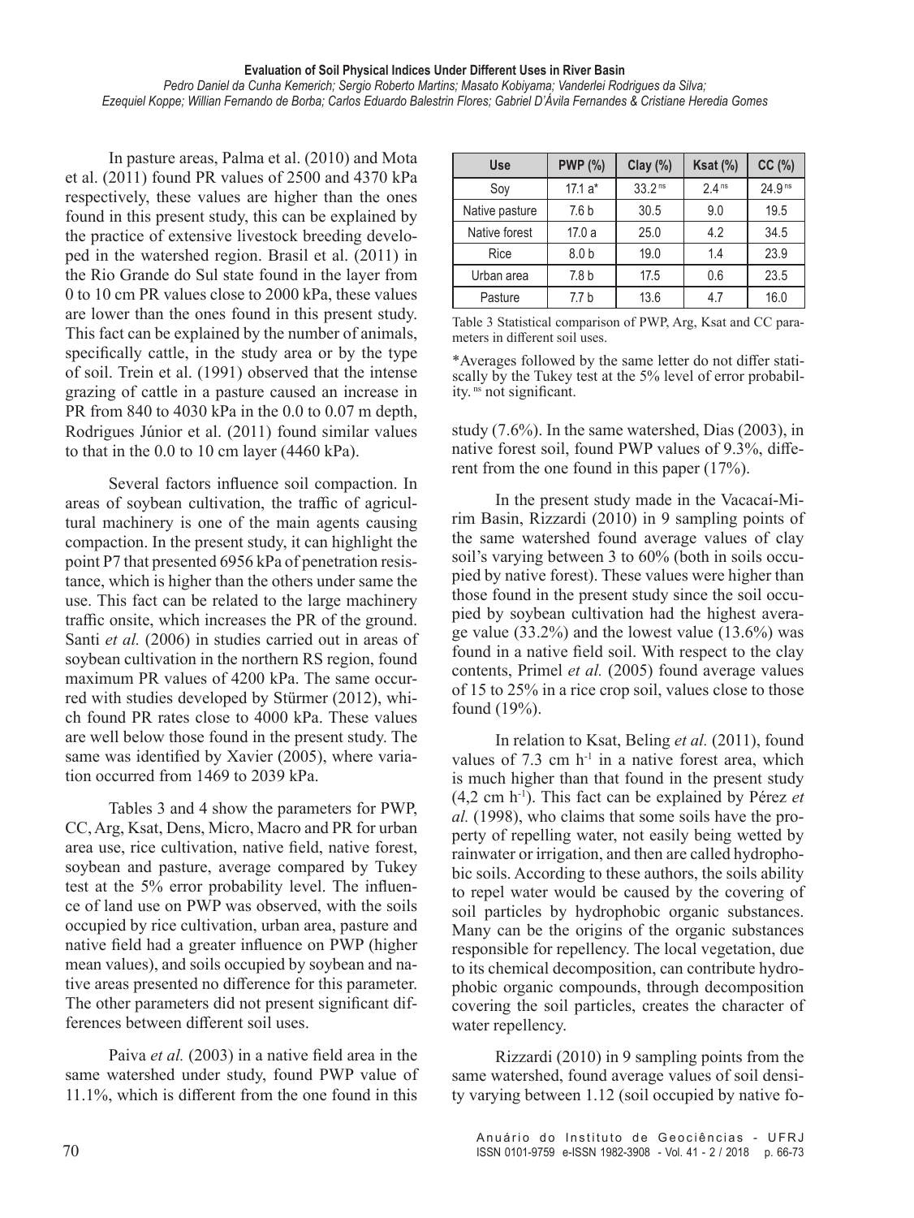In pasture areas, Palma et al. (2010) and Mota et al. (2011) found PR values of 2500 and 4370 kPa respectively, these values are higher than the ones found in this present study, this can be explained by the practice of extensive livestock breeding developed in the watershed region. Brasil et al. (2011) in the Rio Grande do Sul state found in the layer from 0 to 10 cm PR values close to 2000 kPa, these values are lower than the ones found in this present study. This fact can be explained by the number of animals, specifically cattle, in the study area or by the type of soil. Trein et al. (1991) observed that the intense grazing of cattle in a pasture caused an increase in PR from 840 to 4030 kPa in the 0.0 to 0.07 m depth, Rodrigues Júnior et al. (2011) found similar values to that in the 0.0 to 10 cm layer (4460 kPa).

Several factors influence soil compaction. In areas of soybean cultivation, the traffic of agricultural machinery is one of the main agents causing compaction. In the present study, it can highlight the point P7 that presented 6956 kPa of penetration resistance, which is higher than the others under same the use. This fact can be related to the large machinery traffic onsite, which increases the PR of the ground. Santi *et al.* (2006) in studies carried out in areas of soybean cultivation in the northern RS region, found maximum PR values of 4200 kPa. The same occurred with studies developed by Stürmer (2012), which found PR rates close to 4000 kPa. These values are well below those found in the present study. The same was identified by Xavier (2005), where variation occurred from 1469 to 2039 kPa.

Tables 3 and 4 show the parameters for PWP, CC, Arg, Ksat, Dens, Micro, Macro and PR for urban area use, rice cultivation, native field, native forest, soybean and pasture, average compared by Tukey test at the 5% error probability level. The influence of land use on PWP was observed, with the soils occupied by rice cultivation, urban area, pasture and native field had a greater influence on PWP (higher mean values), and soils occupied by soybean and native areas presented no difference for this parameter. The other parameters did not present significant differences between different soil uses.

Paiva *et al.* (2003) in a native field area in the same watershed under study, found PWP value of 11.1%, which is different from the one found in this study (7.6%). In the same watershed, Dias (2003), in native forest soil, found PWP values of 9.3%, different from the one found in this paper (17%).

| Use | PWP (%) | Clay (%) | Ksat (%) | CC (%) |
|---|---|---|---|---|
| Soy | 17.1 a* | 33.2 [ns] | 2.4 [ns] | 24.9 [ns] |
| Native pasture | 7.6 b | 30.5 | 9.0 | 19.5 |
| Native forest | 17.0 a | 25.0 | 4.2 | 34.5 |
| Rice | 8.0 b | 19.0 | 1.4 | 23.9 |
| Urban area | 7.8 b | 17.5 | 0.6 | 23.5 |
| Pasture | 7.7 b | 13.6 | 4.7 | 16.0 |

Table 3 Statistical comparison of PWP, Arg, Ksat and CC parameters in different soil uses.

*Averages followed by the same letter do not differ statiscally by the Tukey test at the 5% level of error probability. [ns] not significant.

In the present study made in the Vacacaí-Mirim Basin, Rizzardi (2010) in 9 sampling points of the same watershed found average values of clay soil's varying between 3 to 60% (both in soils occupied by native forest). These values were higher than those found in the present study since the soil occupied by soybean cultivation had the highest average value (33.2%) and the lowest value (13.6%) was found in a native field soil. With respect to the clay contents, Primel *et al.* (2005) found average values of 15 to 25% in a rice crop soil, values close to those found (19%).

In relation to Ksat, Beling *et al.* (2011), found values of 7.3 cm $h^{-1}$ in a native forest area, which is much higher than that found in the present study (4,2 cm $h^{-1}$). This fact can be explained by Pérez *et al.* (1998), who claims that some soils have the property of repelling water, not easily being wetted by rainwater or irrigation, and then are called hydrophobic soils. According to these authors, the soils ability to repel water would be caused by the covering of soil particles by hydrophobic organic substances. Many can be the origins of the organic substances responsible for repellency. The local vegetation, due to its chemical decomposition, can contribute hydrophobic organic compounds, through decomposition covering the soil particles, creates the character of water repellency.

Rizzardi (2010) in 9 sampling points from the same watershed, found average values of soil density varying between 1.12 (soil occupied by native fo-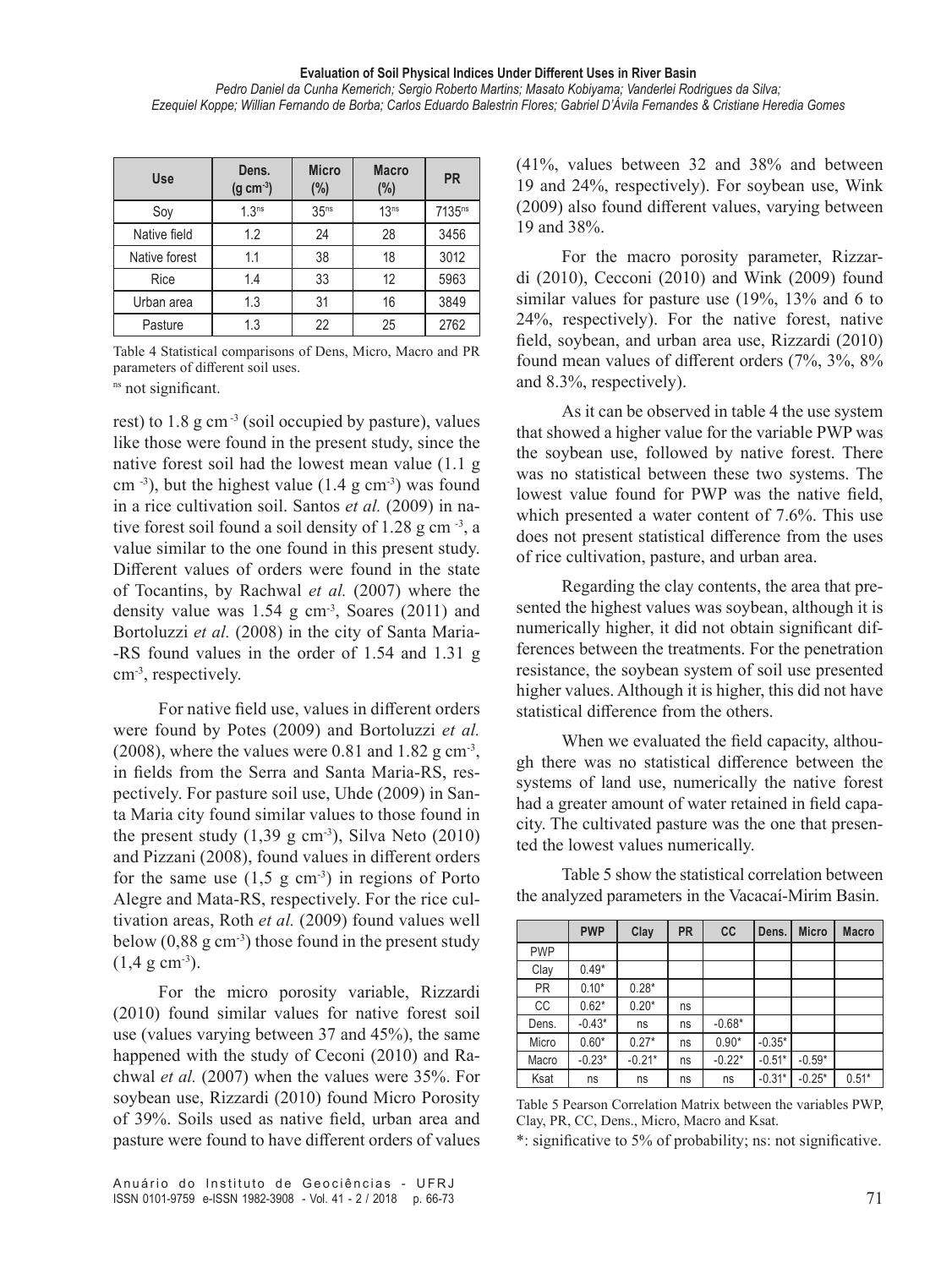| Use | Dens. (g cm$^{-3}$) | Micro (%) | Macro (%) | PR |
|---|---|---|---|---|
| Soy | 1.3$^{ns}$ | 35$^{ns}$ | 13$^{ns}$ | 7135$^{ns}$ |
| Native field | 1.2 | 24 | 28 | 3456 |
| Native forest | 1.1 | 38 | 18 | 3012 |
| Rice | 1.4 | 33 | 12 | 5963 |
| Urban area | 1.3 | 31 | 16 | 3849 |
| Pasture | 1.3 | 22 | 25 | 2762 |

Table 4 Statistical comparisons of Dens, Micro, Macro and PR parameters of different soil uses.

$^{ns}$ not significant.

rest) to 1.8 g cm$^{-3}$ (soil occupied by pasture), values like those were found in the present study, since the native forest soil had the lowest mean value (1.1 g cm$^{-3}$), but the highest value (1.4 g cm$^{-3}$) was found in a rice cultivation soil. Santos *et al.* (2009) in native forest soil found a soil density of 1.28 g cm$^{-3}$, a value similar to the one found in this present study. Different values of orders were found in the state of Tocantins, by Rachwal *et al.* (2007) where the density value was 1.54 g cm$^{-3}$, Soares (2011) and Bortoluzzi *et al.* (2008) in the city of Santa Maria-RS found values in the order of 1.54 and 1.31 g cm$^{-3}$, respectively.

For native field use, values in different orders were found by Potes (2009) and Bortoluzzi *et al.* (2008), where the values were 0.81 and 1.82 g cm$^{-3}$, in fields from the Serra and Santa Maria-RS, respectively. For pasture soil use, Uhde (2009) in Santa Maria city found similar values to those found in the present study (1,39 g cm$^{-3}$), Silva Neto (2010) and Pizzani (2008), found values in different orders for the same use (1,5 g cm$^{-3}$) in regions of Porto Alegre and Mata-RS, respectively. For the rice cultivation areas, Roth *et al.* (2009) found values well below (0,88 g cm$^{-3}$) those found in the present study (1,4 g cm$^{-3}$).

For the micro porosity variable, Rizzardi (2010) found similar values for native forest soil use (values varying between 37 and 45%), the same happened with the study of Ceconi (2010) and Rachwal *et al.* (2007) when the values were 35%. For soybean use, Rizzardi (2010) found Micro Porosity of 39%. Soils used as native field, urban area and pasture were found to have different orders of values (41%, values between 32 and 38% and between 19 and 24%, respectively). For soybean use, Wink (2009) also found different values, varying between 19 and 38%.

For the macro porosity parameter, Rizzardi (2010), Cecconi (2010) and Wink (2009) found similar values for pasture use (19%, 13% and 6 to 24%, respectively). For the native forest, native field, soybean, and urban area use, Rizzardi (2010) found mean values of different orders (7%, 3%, 8% and 8.3%, respectively).

As it can be observed in table 4 the use system that showed a higher value for the variable PWP was the soybean use, followed by native forest. There was no statistical between these two systems. The lowest value found for PWP was the native field, which presented a water content of 7.6%. This use does not present statistical difference from the uses of rice cultivation, pasture, and urban area.

Regarding the clay contents, the area that presented the highest values was soybean, although it is numerically higher, it did not obtain significant differences between the treatments. For the penetration resistance, the soybean system of soil use presented higher values. Although it is higher, this did not have statistical difference from the others.

When we evaluated the field capacity, although there was no statistical difference between the systems of land use, numerically the native forest had a greater amount of water retained in field capacity. The cultivated pasture was the one that presented the lowest values numerically.

Table 5 show the statistical correlation between the analyzed parameters in the Vacacaí-Mirim Basin.

| | PWP | Clay | PR | CC | Dens. | Micro | Macro |
|---|---|---|---|---|---|---|---|
| PWP | | | | | | | |
| Clay | 0.49* | | | | | | |
| PR | 0.10* | 0.28* | | | | | |
| CC | 0.62* | 0.20* | ns | | | | |
| Dens. | -0.43* | ns | ns | -0.68* | | | |
| Micro | 0.60* | 0.27* | ns | 0.90* | -0.35* | | |
| Macro | -0.23* | -0.21* | ns | -0.22* | -0.51* | -0.59* | |
| Ksat | ns | ns | ns | ns | -0.31* | -0.25* | 0.51* |

Table 5 Pearson Correlation Matrix between the variables PWP, Clay, PR, CC, Dens., Micro, Macro and Ksat.

*: significative to 5% of probability; ns: not significative.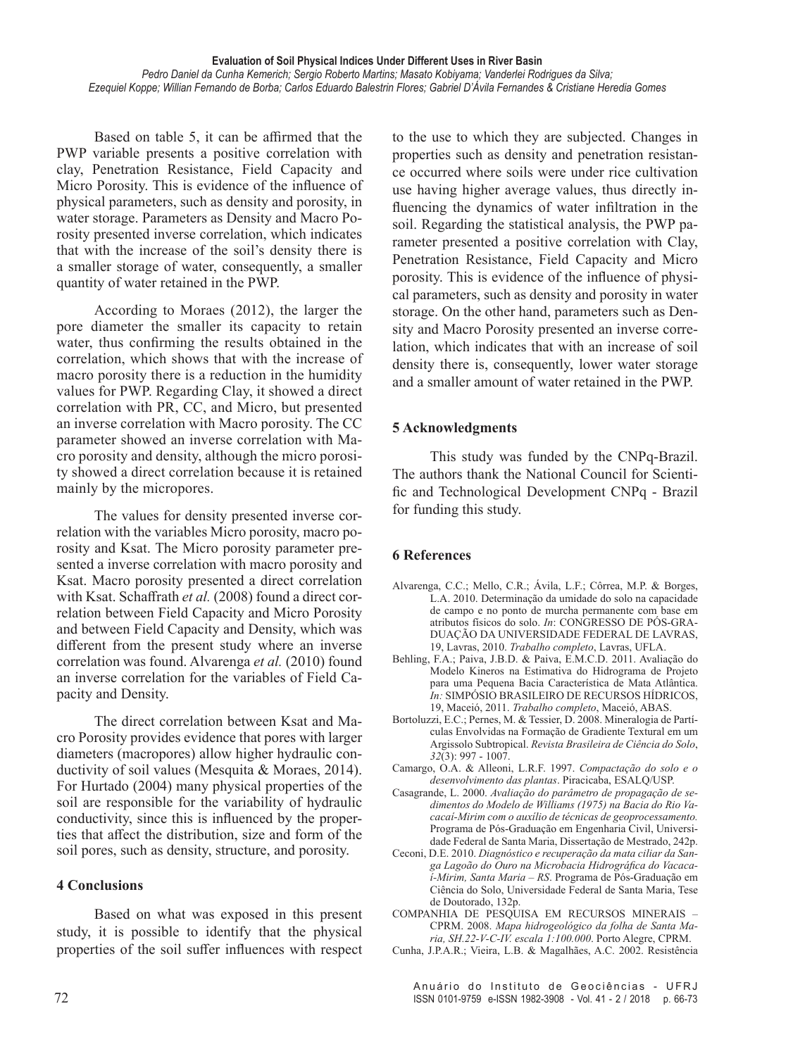Based on table 5, it can be affirmed that the PWP variable presents a positive correlation with clay, Penetration Resistance, Field Capacity and Micro Porosity. This is evidence of the influence of physical parameters, such as density and porosity, in water storage. Parameters as Density and Macro Porosity presented inverse correlation, which indicates that with the increase of the soil's density there is a smaller storage of water, consequently, a smaller quantity of water retained in the PWP.

According to Moraes (2012), the larger the pore diameter the smaller its capacity to retain water, thus confirming the results obtained in the correlation, which shows that with the increase of macro porosity there is a reduction in the humidity values for PWP. Regarding Clay, it showed a direct correlation with PR, CC, and Micro, but presented an inverse correlation with Macro porosity. The CC parameter showed an inverse correlation with Macro porosity and density, although the micro porosity showed a direct correlation because it is retained mainly by the micropores.

The values for density presented inverse correlation with the variables Micro porosity, macro porosity and Ksat. The Micro porosity parameter presented a inverse correlation with macro porosity and Ksat. Macro porosity presented a direct correlation with Ksat. Schaffrath *et al.* (2008) found a direct correlation between Field Capacity and Micro Porosity and between Field Capacity and Density, which was different from the present study where an inverse correlation was found. Alvarenga *et al.* (2010) found an inverse correlation for the variables of Field Capacity and Density.

The direct correlation between Ksat and Macro Porosity provides evidence that pores with larger diameters (macropores) allow higher hydraulic conductivity of soil values (Mesquita & Moraes, 2014). For Hurtado (2004) many physical properties of the soil are responsible for the variability of hydraulic conductivity, since this is influenced by the properties that affect the distribution, size and form of the soil pores, such as density, structure, and porosity.

## 4 Conclusions

Based on what was exposed in this present study, it is possible to identify that the physical properties of the soil suffer influences with respect to the use to which they are subjected. Changes in properties such as density and penetration resistance occurred where soils were under rice cultivation use having higher average values, thus directly influencing the dynamics of water infiltration in the soil. Regarding the statistical analysis, the PWP parameter presented a positive correlation with Clay, Penetration Resistance, Field Capacity and Micro porosity. This is evidence of the influence of physical parameters, such as density and porosity in water storage. On the other hand, parameters such as Density and Macro Porosity presented an inverse correlation, which indicates that with an increase of soil density there is, consequently, lower water storage and a smaller amount of water retained in the PWP.

## 5 Acknowledgments

This study was funded by the CNPq-Brazil. The authors thank the National Council for Scientific and Technological Development CNPq - Brazil for funding this study.

## 6 References

Alvarenga, C.C.; Mello, C.R.; Ávila, L.F.; Côrrea, M.P. & Borges, L.A. 2010. Determinação da umidade do solo na capacidade de campo e no ponto de murcha permanente com base em atributos físicos do solo. *In*: CONGRESSO DE PÓS-GRADUAÇÃO DA UNIVERSIDADE FEDERAL DE LAVRAS, 19, Lavras, 2010. *Trabalho completo*, Lavras, UFLA.

Behling, F.A.; Paiva, J.B.D. & Paiva, E.M.C.D. 2011. Avaliação do Modelo Kineros na Estimativa do Hidrograma de Projeto para uma Pequena Bacia Característica de Mata Atlântica. *In:* SIMPÓSIO BRASILEIRO DE RECURSOS HÍDRICOS, 19, Maceió, 2011. *Trabalho completo*, Maceió, ABAS.

Bortoluzzi, E.C.; Pernes, M. & Tessier, D. 2008. Mineralogia de Partículas Envolvidas na Formação de Gradiente Textural em um Argissolo Subtropical. *Revista Brasileira de Ciência do Solo*, *32*(3): 997 - 1007.

Camargo, O.A. & Alleoni, L.R.F. 1997. *Compactação do solo e o desenvolvimento das plantas*. Piracicaba, ESALQ/USP.

Casagrande, L. 2000. *Avaliação do parâmetro de propagação de sedimentos do Modelo de Williams (1975) na Bacia do Rio Vacacaí-Mirim com o auxílio de técnicas de geoprocessamento.* Programa de Pós-Graduação em Engenharia Civil, Universidade Federal de Santa Maria, Dissertação de Mestrado, 242p.

Ceconi, D.E. 2010. *Diagnóstico e recuperação da mata ciliar da Sanga Lagoão do Ouro na Microbacia Hidrográfica do Vacacaí-Mirim, Santa Maria – RS*. Programa de Pós-Graduação em Ciência do Solo, Universidade Federal de Santa Maria, Tese de Doutorado, 132p.

COMPANHIA DE PESQUISA EM RECURSOS MINERAIS – CPRM. 2008. *Mapa hidrogeológico da folha de Santa Maria, SH.22-V-C-IV. escala 1:100.000*. Porto Alegre, CPRM.

Cunha, J.P.A.R.; Vieira, L.B. & Magalhães, A.C. 2002. Resistência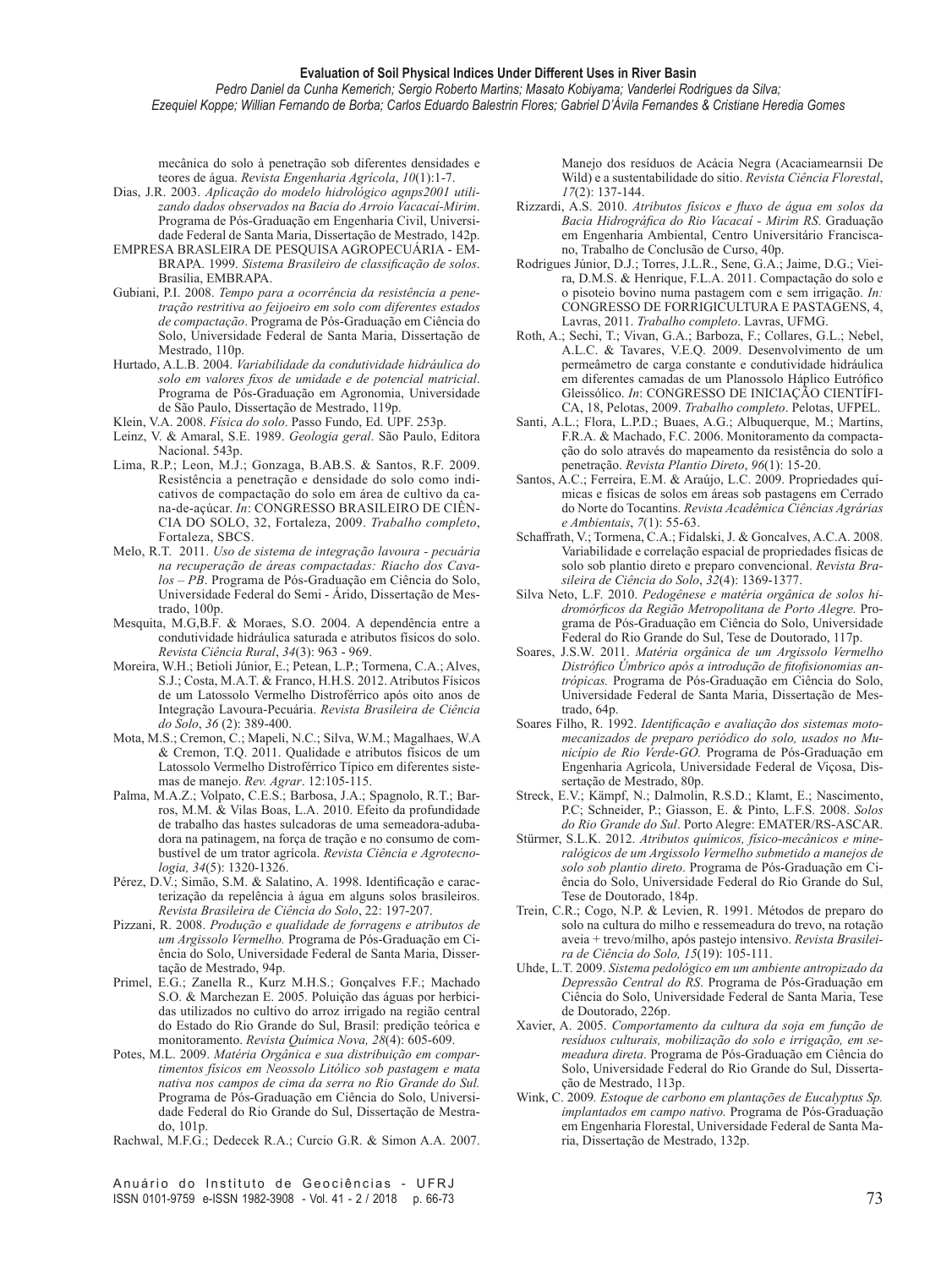mecânica do solo à penetração sob diferentes densidades e teores de água. *Revista Engenharia Agrícola*, *10*(1):1-7.

Dias, J.R. 2003. *Aplicação do modelo hidrológico agnps2001 utilizando dados observados na Bacia do Arroio Vacacaí-Mirim*. Programa de Pós-Graduação em Engenharia Civil, Universidade Federal de Santa Maria, Dissertação de Mestrado, 142p.

EMPRESA BRASLEIRA DE PESQUISA AGROPECUÁRIA - EMBRAPA. 1999. *Sistema Brasileiro de classificação de solos*. Brasília, EMBRAPA.

Gubiani, P.I. 2008. *Tempo para a ocorrência da resistência a penetração restritiva ao feijoeiro em solo com diferentes estados de compactação*. Programa de Pós-Graduação em Ciência do Solo, Universidade Federal de Santa Maria, Dissertação de Mestrado, 110p.

Hurtado, A.L.B. 2004. *Variabilidade da condutividade hidráulica do solo em valores fixos de umidade e de potencial matricial*. Programa de Pós-Graduação em Agronomia, Universidade de São Paulo, Dissertação de Mestrado, 119p.

Klein, V.A. 2008. *Física do solo*. Passo Fundo, Ed. UPF. 253p.

Leinz, V. & Amaral, S.E. 1989. *Geologia geral*. São Paulo, Editora Nacional. 543p.

Lima, R.P.; Leon, M.J.; Gonzaga, B.AB.S. & Santos, R.F. 2009. Resistência a penetração e densidade do solo como indicativos de compactação do solo em área de cultivo da cana-de-açúcar. *In*: CONGRESSO BRASILEIRO DE CIÊNCIA DO SOLO, 32, Fortaleza, 2009. *Trabalho completo*, Fortaleza, SBCS.

Melo, R.T. 2011. *Uso de sistema de integração lavoura - pecuária na recuperação de áreas compactadas: Riacho dos Cavalos – PB*. Programa de Pós-Graduação em Ciência do Solo, Universidade Federal do Semi - Árido, Dissertação de Mestrado, 100p.

Mesquita, M.G,B.F. & Moraes, S.O. 2004. A dependência entre a condutividade hidráulica saturada e atributos físicos do solo. *Revista Ciência Rural*, *34*(3): 963 - 969.

Moreira, W.H.; Betioli Júnior, E.; Petean, L.P.; Tormena, C.A.; Alves, S.J.; Costa, M.A.T. & Franco, H.H.S. 2012. Atributos Físicos de um Latossolo Vermelho Distroférrico após oito anos de Integração Lavoura-Pecuária. *Revista Brasileira de Ciência do Solo*, *36* (2): 389-400.

Mota, M.S.; Cremon, C.; Mapeli, N.C.; Silva, W.M.; Magalhaes, W.A & Cremon, T.Q. 2011. Qualidade e atributos físicos de um Latossolo Vermelho Distroférrico Típico em diferentes sistemas de manejo. *Rev. Agrar*. 12:105-115.

Palma, M.A.Z.; Volpato, C.E.S.; Barbosa, J.A.; Spagnolo, R.T.; Barros, M.M. & Vilas Boas, L.A. 2010. Efeito da profundidade de trabalho das hastes sulcadoras de uma semeadora-adubadora na patinagem, na força de tração e no consumo de combustível de um trator agrícola. *Revista Ciência e Agrotecnologia, 34*(5): 1320-1326.

Pérez, D.V.; Simão, S.M. & Salatino, A. 1998. Identificação e caracterização da repelência à água em alguns solos brasileiros. *Revista Brasileira de Ciência do Solo*, 22: 197-207.

Pizzani, R. 2008. *Produção e qualidade de forragens e atributos de um Argissolo Vermelho.* Programa de Pós-Graduação em Ciência do Solo, Universidade Federal de Santa Maria, Dissertação de Mestrado, 94p.

Primel, E.G.; Zanella R., Kurz M.H.S.; Gonçalves F.F.; Machado S.O. & Marchezan E. 2005. Poluição das águas por herbicidas utilizados no cultivo do arroz irrigado na região central do Estado do Rio Grande do Sul, Brasil: predição teórica e monitoramento. *Revista Química Nova, 28*(4): 605-609.

Potes, M.L. 2009. *Matéria Orgânica e sua distribuição em compartimentos físicos em Neossolo Litólico sob pastagem e mata nativa nos campos de cima da serra no Rio Grande do Sul.* Programa de Pós-Graduação em Ciência do Solo, Universidade Federal do Rio Grande do Sul, Dissertação de Mestrado, 101p.

Rachwal, M.F.G.; Dedecek R.A.; Curcio G.R. & Simon A.A. 2007. Manejo dos resíduos de Acácia Negra (Acaciamearnsii De Wild) e a sustentabilidade do sítio. *Revista Ciência Florestal*, *17*(2): 137-144.

Rizzardi, A.S. 2010. *Atributos físicos e fluxo de água em solos da Bacia Hidrográfica do Rio Vacacaí - Mirim RS*. Graduação em Engenharia Ambiental, Centro Universitário Franciscano, Trabalho de Conclusão de Curso, 40p.

Rodrigues Júnior, D.J.; Torres, J.L.R., Sene, G.A.; Jaime, D.G.; Vieira, D.M.S. & Henrique, F.L.A. 2011. Compactação do solo e o pisoteio bovino numa pastagem com e sem irrigação. *In:* CONGRESSO DE FORRIGICULTURA E PASTAGENS, 4, Lavras, 2011. *Trabalho completo*. Lavras, UFMG.

Roth, A.; Sechi, T.; Vivan, G.A.; Barboza, F.; Collares, G.L.; Nebel, A.L.C. & Tavares, V.E.Q. 2009. Desenvolvimento de um permeâmetro de carga constante e condutividade hidráulica em diferentes camadas de um Planossolo Háplico Eutrófico Gleissólico. *In*: CONGRESSO DE INICIAÇÃO CIENTÍFICA, 18, Pelotas, 2009. *Trabalho completo*. Pelotas, UFPEL.

Santi, A.L.; Flora, L.P.D.; Buaes, A.G.; Albuquerque, M.; Martins, F.R.A. & Machado, F.C. 2006. Monitoramento da compactação do solo através do mapeamento da resistência do solo a penetração. *Revista Plantio Direto*, *96*(1): 15-20.

Santos, A.C.; Ferreira, E.M. & Araújo, L.C. 2009. Propriedades químicas e físicas de solos em áreas sob pastagens em Cerrado do Norte do Tocantins. *Revista Acadêmica Ciências Agrárias e Ambientais*, *7*(1): 55-63.

Schaffrath, V.; Tormena, C.A.; Fidalski, J. & Goncalves, A.C.A. 2008. Variabilidade e correlação espacial de propriedades físicas de solo sob plantio direto e preparo convencional. *Revista Brasileira de Ciência do Solo*, *32*(4): 1369-1377.

Silva Neto, L.F. 2010. *Pedogênese e matéria orgânica de solos hidromórficos da Região Metropolitana de Porto Alegre.* Programa de Pós-Graduação em Ciência do Solo, Universidade Federal do Rio Grande do Sul, Tese de Doutorado, 117p.

Soares, J.S.W. 2011. *Matéria orgânica de um Argissolo Vermelho Distrófico Úmbrico após a introdução de fitofisionomias antrópicas.* Programa de Pós-Graduação em Ciência do Solo, Universidade Federal de Santa Maria, Dissertação de Mestrado, 64p.

Soares Filho, R. 1992. *Identificação e avaliação dos sistemas moto-mecanizados de preparo periódico do solo, usados no Município de Rio Verde-GO.* Programa de Pós-Graduação em Engenharia Agrícola, Universidade Federal de Viçosa, Dissertação de Mestrado, 80p.

Streck, E.V.; Kämpf, N.; Dalmolin, R.S.D.; Klamt, E.; Nascimento, P.C; Schneider, P.; Giasson, E. & Pinto, L.F.S. 2008. *Solos do Rio Grande do Sul*. Porto Alegre: EMATER/RS-ASCAR.

Stürmer, S.L.K. 2012. *Atributos químicos, físico-mecânicos e mineralógicos de um Argissolo Vermelho submetido a manejos de solo sob plantio direto*. Programa de Pós-Graduação em Ciência do Solo, Universidade Federal do Rio Grande do Sul, Tese de Doutorado, 184p.

Trein, C.R.; Cogo, N.P. & Levien, R. 1991. Métodos de preparo do solo na cultura do milho e ressemeadura do trevo, na rotação aveia + trevo/milho, após pastejo intensivo. *Revista Brasileira de Ciência do Solo, 15*(19): 105-111.

Uhde, L.T. 2009. *Sistema pedológico em um ambiente antropizado da Depressão Central do RS*. Programa de Pós-Graduação em Ciência do Solo, Universidade Federal de Santa Maria, Tese de Doutorado, 226p.

Xavier, A. 2005. *Comportamento da cultura da soja em função de resíduos culturais, mobilização do solo e irrigação, em semeadura direta*. Programa de Pós-Graduação em Ciência do Solo, Universidade Federal do Rio Grande do Sul, Dissertação de Mestrado, 113p.

Wink, C. 2009. *Estoque de carbono em plantações de Eucalyptus Sp. implantados em campo nativo.* Programa de Pós-Graduação em Engenharia Florestal, Universidade Federal de Santa Maria, Dissertação de Mestrado, 132p.